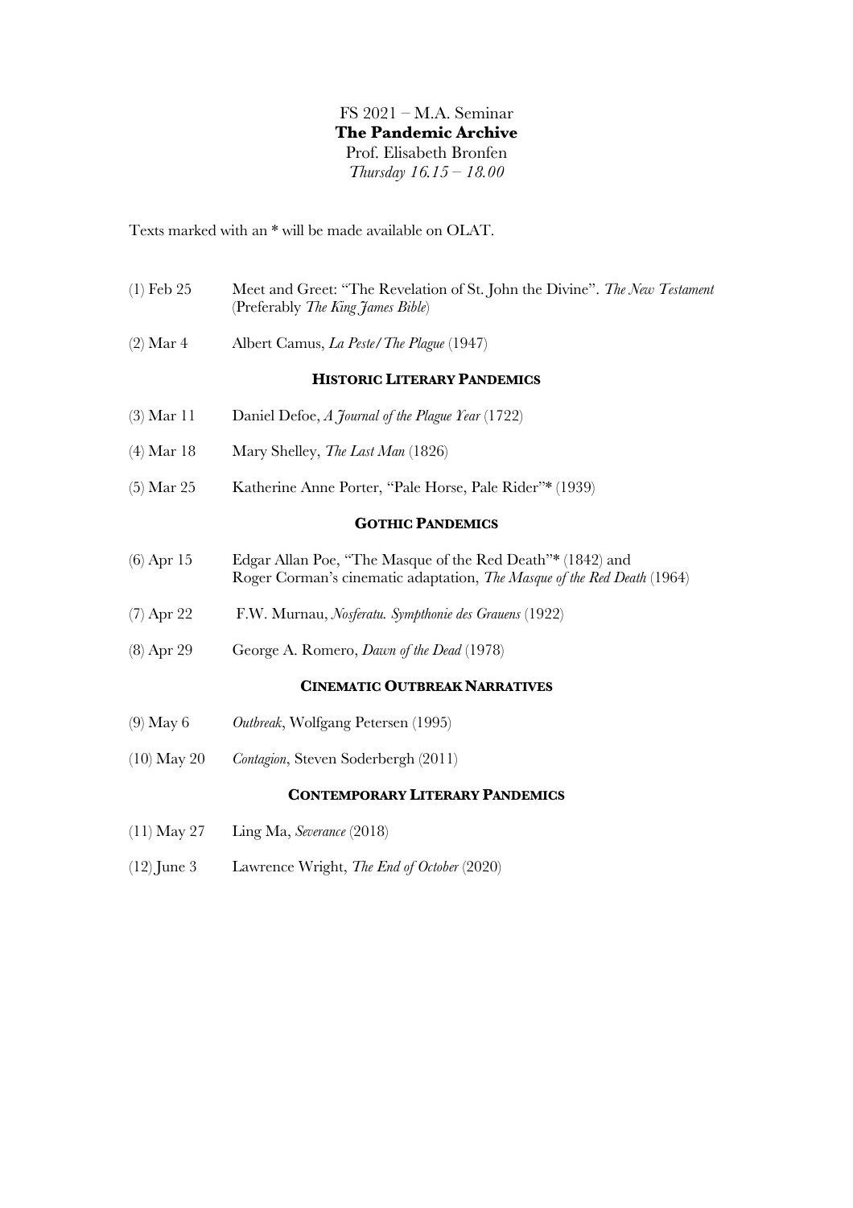FS 2021 – M.A. Seminar

**The Pandemic Archive**

Prof. Elisabeth Bronfen

*Thursday 16.15 – 18.00*

Texts marked with an * will be made available on OLAT.

(1) Feb 25 — Meet and Greet: "The Revelation of St. John the Divine". *The New Testament* (Preferably *The King James Bible*)

(2) Mar 4 — Albert Camus, *La Peste/The Plague* (1947)

## HISTORIC LITERARY PANDEMICS

(3) Mar 11 — Daniel Defoe, *A Journal of the Plague Year* (1722)

(4) Mar 18 — Mary Shelley, *The Last Man* (1826)

(5) Mar 25 — Katherine Anne Porter, "Pale Horse, Pale Rider"* (1939)

## GOTHIC PANDEMICS

(6) Apr 15 — Edgar Allan Poe, "The Masque of the Red Death"* (1842) and Roger Corman's cinematic adaptation, *The Masque of the Red Death* (1964)

(7) Apr 22 — F.W. Murnau, *Nosferatu. Sympthonie des Grauens* (1922)

(8) Apr 29 — George A. Romero, *Dawn of the Dead* (1978)

## CINEMATIC OUTBREAK NARRATIVES

(9) May 6 — *Outbreak*, Wolfgang Petersen (1995)

(10) May 20 — *Contagion*, Steven Soderbergh (2011)

## CONTEMPORARY LITERARY PANDEMICS

(11) May 27 — Ling Ma, *Severance* (2018)

(12) June 3 — Lawrence Wright, *The End of October* (2020)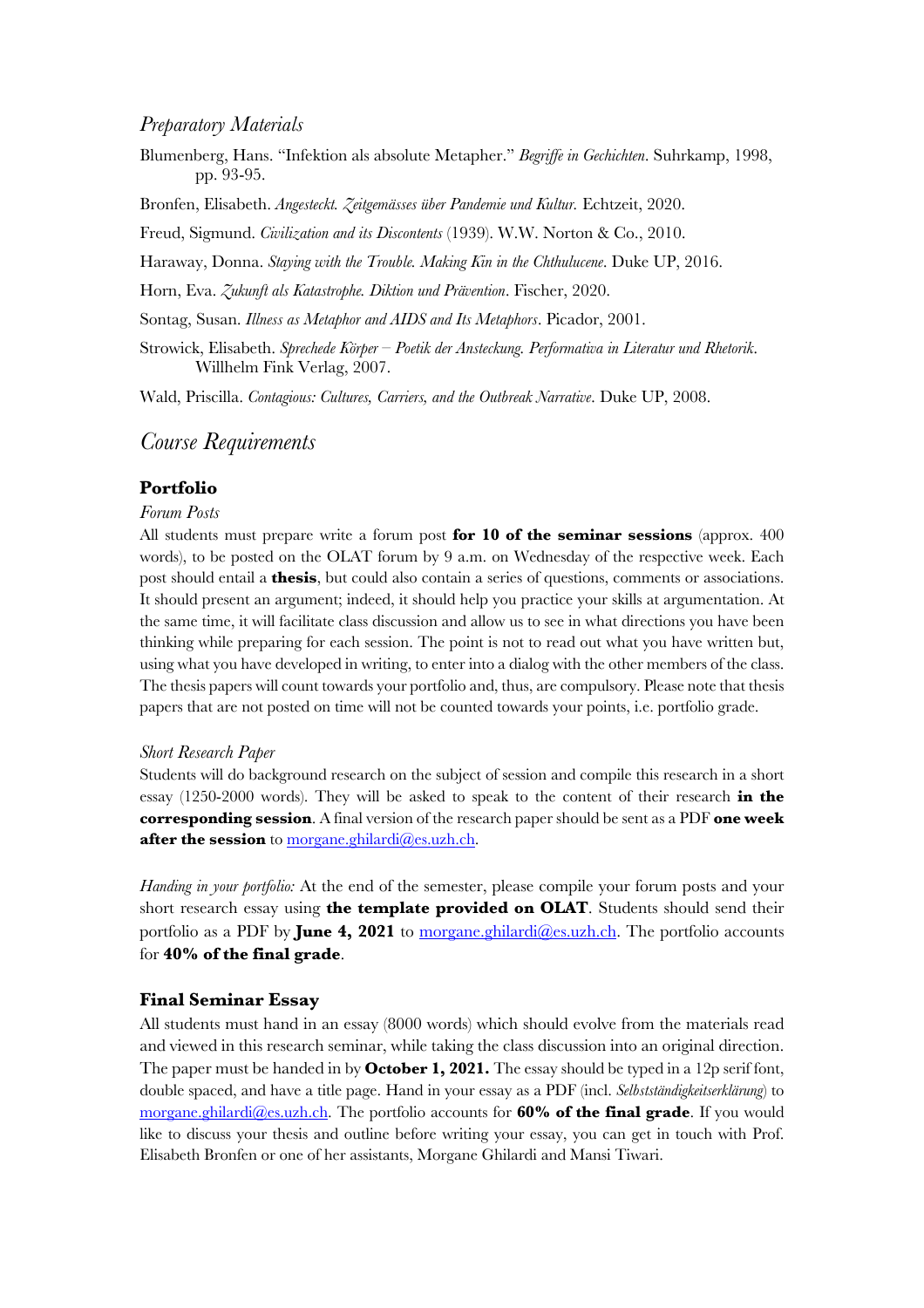### *Preparatory Materials*

Blumenberg, Hans. "Infektion als absolute Metapher." *Begriffe in Gechichten*. Suhrkamp, 1998, pp. 93-95.

Bronfen, Elisabeth. *Angesteckt. Zeitgemässes über Pandemie und Kultur.* Echtzeit, 2020.

Freud, Sigmund. *Civilization and its Discontents* (1939). W.W. Norton & Co., 2010.

Haraway, Donna. *Staying with the Trouble. Making Kin in the Chthulucene*. Duke UP, 2016.

Horn, Eva. *Zukunft als Katastrophe. Diktion und Prävention*. Fischer, 2020.

Sontag, Susan. *Illness as Metaphor and AIDS and Its Metaphors*. Picador, 2001.

Strowick, Elisabeth. *Sprechede Körper – Poetik der Ansteckung. Performativa in Literatur und Rhetorik.* Willhelm Fink Verlag, 2007.

Wald, Priscilla. *Contagious: Cultures, Carriers, and the Outbreak Narrative*. Duke UP, 2008.

## *Course Requirements*

### **Portfolio**

*Forum Posts*

All students must prepare write a forum post **for 10 of the seminar sessions** (approx. 400 words), to be posted on the OLAT forum by 9 a.m. on Wednesday of the respective week. Each post should entail a **thesis**, but could also contain a series of questions, comments or associations. It should present an argument; indeed, it should help you practice your skills at argumentation. At the same time, it will facilitate class discussion and allow us to see in what directions you have been thinking while preparing for each session. The point is not to read out what you have written but, using what you have developed in writing, to enter into a dialog with the other members of the class. The thesis papers will count towards your portfolio and, thus, are compulsory. Please note that thesis papers that are not posted on time will not be counted towards your points, i.e. portfolio grade.

*Short Research Paper*

Students will do background research on the subject of session and compile this research in a short essay (1250-2000 words). They will be asked to speak to the content of their research **in the corresponding session**. A final version of the research paper should be sent as a PDF **one week after the session** to morgane.ghilardi@es.uzh.ch.

*Handing in your portfolio:* At the end of the semester, please compile your forum posts and your short research essay using **the template provided on OLAT**. Students should send their portfolio as a PDF by **June 4, 2021** to morgane.ghilardi@es.uzh.ch. The portfolio accounts for **40% of the final grade**.

### **Final Seminar Essay**

All students must hand in an essay (8000 words) which should evolve from the materials read and viewed in this research seminar, while taking the class discussion into an original direction. The paper must be handed in by **October 1, 2021.** The essay should be typed in a 12p serif font, double spaced, and have a title page. Hand in your essay as a PDF (incl. *Selbstständigkeitserklärung*) to morgane.ghilardi@es.uzh.ch. The portfolio accounts for **60% of the final grade**. If you would like to discuss your thesis and outline before writing your essay, you can get in touch with Prof. Elisabeth Bronfen or one of her assistants, Morgane Ghilardi and Mansi Tiwari.